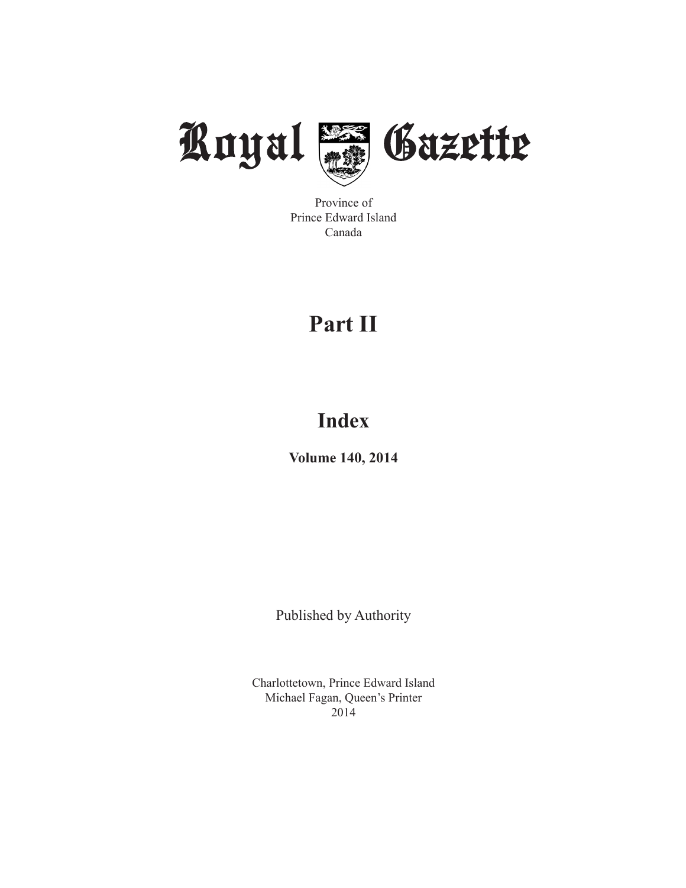# Royal Gazette

Province of
Prince Edward Island
Canada

## Part II

## Index

**Volume 140, 2014**

Published by Authority

Charlottetown, Prince Edward Island
Michael Fagan, Queen's Printer
2014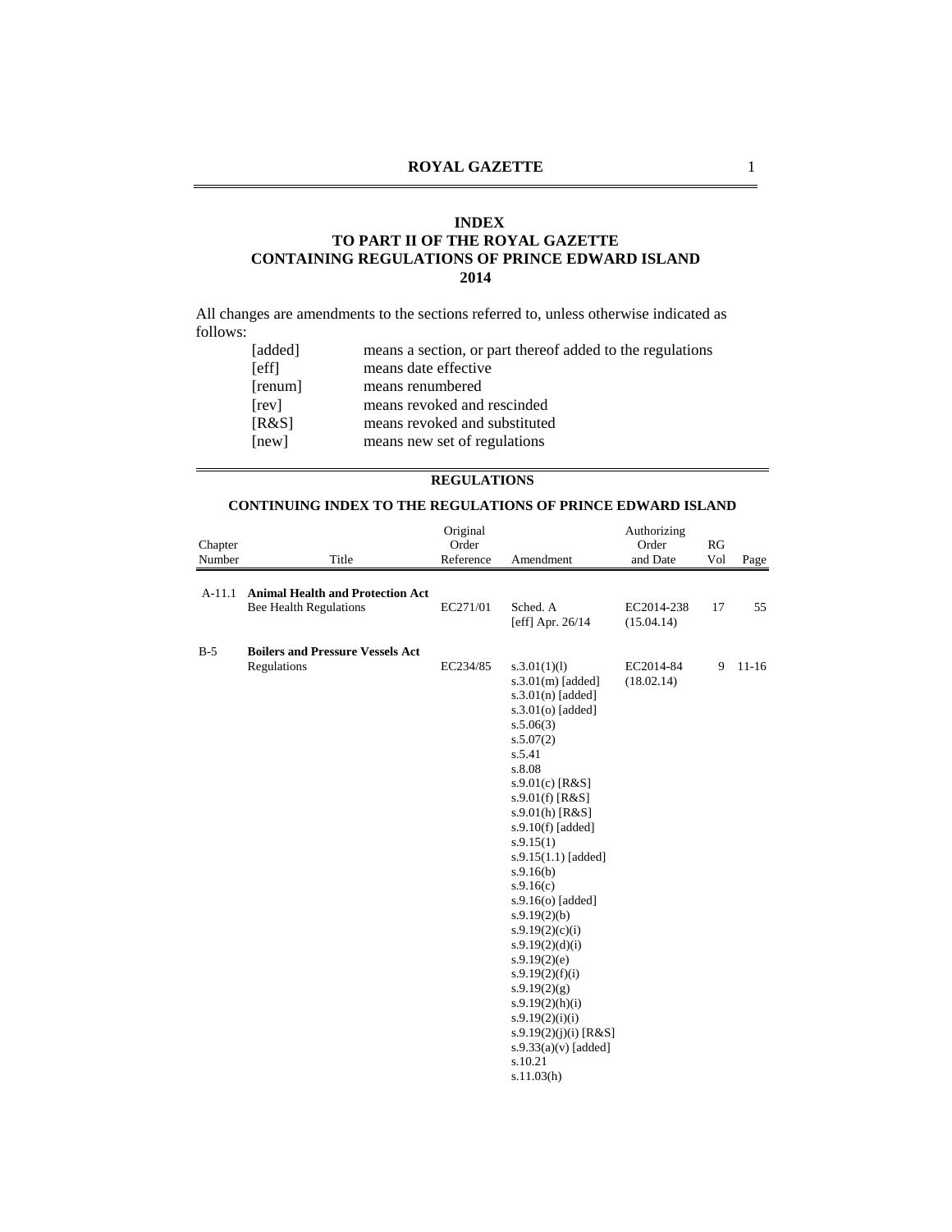## INDEX
## TO PART II OF THE ROYAL GAZETTE
## CONTAINING REGULATIONS OF PRINCE EDWARD ISLAND
## 2014

All changes are amendments to the sections referred to, unless otherwise indicated as follows:

| | |
|---|---|
| [added] | means a section, or part thereof added to the regulations |
| [eff] | means date effective |
| [renum] | means renumbered |
| [rev] | means revoked and rescinded |
| [R&S] | means revoked and substituted |
| [new] | means new set of regulations |

### REGULATIONS

### CONTINUING INDEX TO THE REGULATIONS OF PRINCE EDWARD ISLAND

| Chapter Number | Title | Original Order Reference | Amendment | Authorizing Order and Date | RG Vol | Page |
|---|---|---|---|---|---|---|
| A-11.1 | **Animal Health and Protection Act** | | | | | |
| | Bee Health Regulations | EC271/01 | Sched. A [eff] Apr. 26/14 | EC2014-238 (15.04.14) | 17 | 55 |
| B-5 | **Boilers and Pressure Vessels Act** | | | | | |
| | Regulations | EC234/85 | s.3.01(1)(l) | EC2014-84 (18.02.14) | 9 | 11-16 |
| | | | s.3.01(m) [added] | | | |
| | | | s.3.01(n) [added] | | | |
| | | | s.3.01(o) [added] | | | |
| | | | s.5.06(3) | | | |
| | | | s.5.07(2) | | | |
| | | | s.5.41 | | | |
| | | | s.8.08 | | | |
| | | | s.9.01(c) [R&S] | | | |
| | | | s.9.01(f) [R&S] | | | |
| | | | s.9.01(h) [R&S] | | | |
| | | | s.9.10(f) [added] | | | |
| | | | s.9.15(1) | | | |
| | | | s.9.15(1.1) [added] | | | |
| | | | s.9.16(b) | | | |
| | | | s.9.16(c) | | | |
| | | | s.9.16(o) [added] | | | |
| | | | s.9.19(2)(b) | | | |
| | | | s.9.19(2)(c)(i) | | | |
| | | | s.9.19(2)(d)(i) | | | |
| | | | s.9.19(2)(e) | | | |
| | | | s.9.19(2)(f)(i) | | | |
| | | | s.9.19(2)(g) | | | |
| | | | s.9.19(2)(h)(i) | | | |
| | | | s.9.19(2)(i)(i) | | | |
| | | | s.9.19(2)(j)(i) [R&S] | | | |
| | | | s.9.33(a)(v) [added] | | | |
| | | | s.10.21 | | | |
| | | | s.11.03(h) | | | |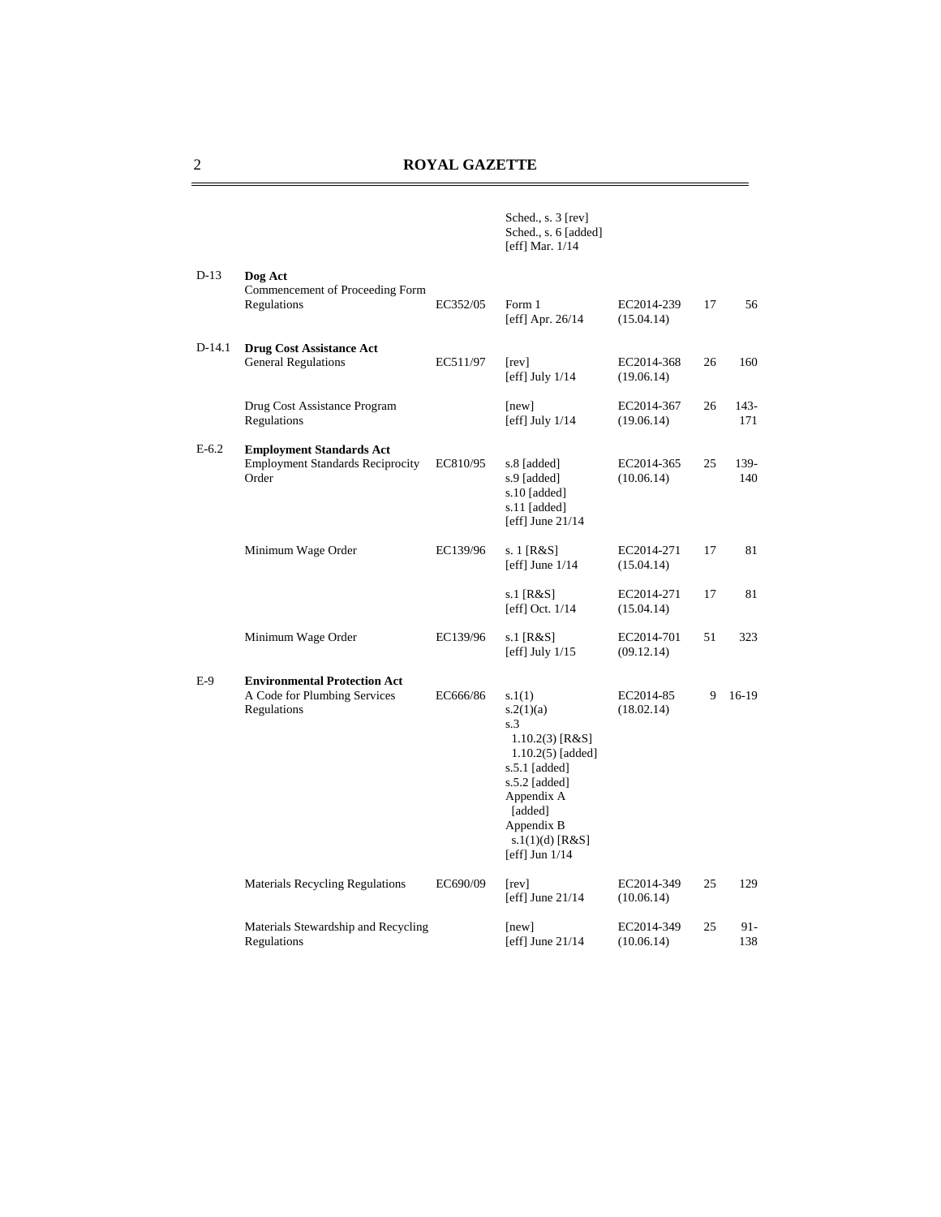| | | | | | | |
|---|---|---|---|---|---|---|
| | | | Sched., s. 3 [rev]<br>Sched., s. 6 [added]<br>[eff] Mar. 1/14 | | | |
| D-13 | **Dog Act**<br>Commencement of Proceeding Form Regulations | EC352/05 | Form 1<br>[eff] Apr. 26/14 | EC2014-239<br>(15.04.14) | 17 | 56 |
| D-14.1 | **Drug Cost Assistance Act**<br>General Regulations | EC511/97 | [rev]<br>[eff] July 1/14 | EC2014-368<br>(19.06.14) | 26 | 160 |
| | Drug Cost Assistance Program Regulations | | [new]<br>[eff] July 1/14 | EC2014-367<br>(19.06.14) | 26 | 143-171 |
| E-6.2 | **Employment Standards Act**<br>Employment Standards Reciprocity Order | EC810/95 | s.8 [added]<br>s.9 [added]<br>s.10 [added]<br>s.11 [added]<br>[eff] June 21/14 | EC2014-365<br>(10.06.14) | 25 | 139-140 |
| | Minimum Wage Order | EC139/96 | s. 1 [R&S]<br>[eff] June 1/14 | EC2014-271<br>(15.04.14) | 17 | 81 |
| | | | s.1 [R&S]<br>[eff] Oct. 1/14 | EC2014-271<br>(15.04.14) | 17 | 81 |
| | Minimum Wage Order | EC139/96 | s.1 [R&S]<br>[eff] July 1/15 | EC2014-701<br>(09.12.14) | 51 | 323 |
| E-9 | **Environmental Protection Act**<br>A Code for Plumbing Services Regulations | EC666/86 | s.1(1)<br>s.2(1)(a)<br>s.3<br>1.10.2(3) [R&S]<br>1.10.2(5) [added]<br>s.5.1 [added]<br>s.5.2 [added]<br>Appendix A [added]<br>Appendix B<br>s.1(1)(d) [R&S]<br>[eff] Jun 1/14 | EC2014-85<br>(18.02.14) | 9 | 16-19 |
| | Materials Recycling Regulations | EC690/09 | [rev]<br>[eff] June 21/14 | EC2014-349<br>(10.06.14) | 25 | 129 |
| | Materials Stewardship and Recycling Regulations | | [new]<br>[eff] June 21/14 | EC2014-349<br>(10.06.14) | 25 | 91-138 |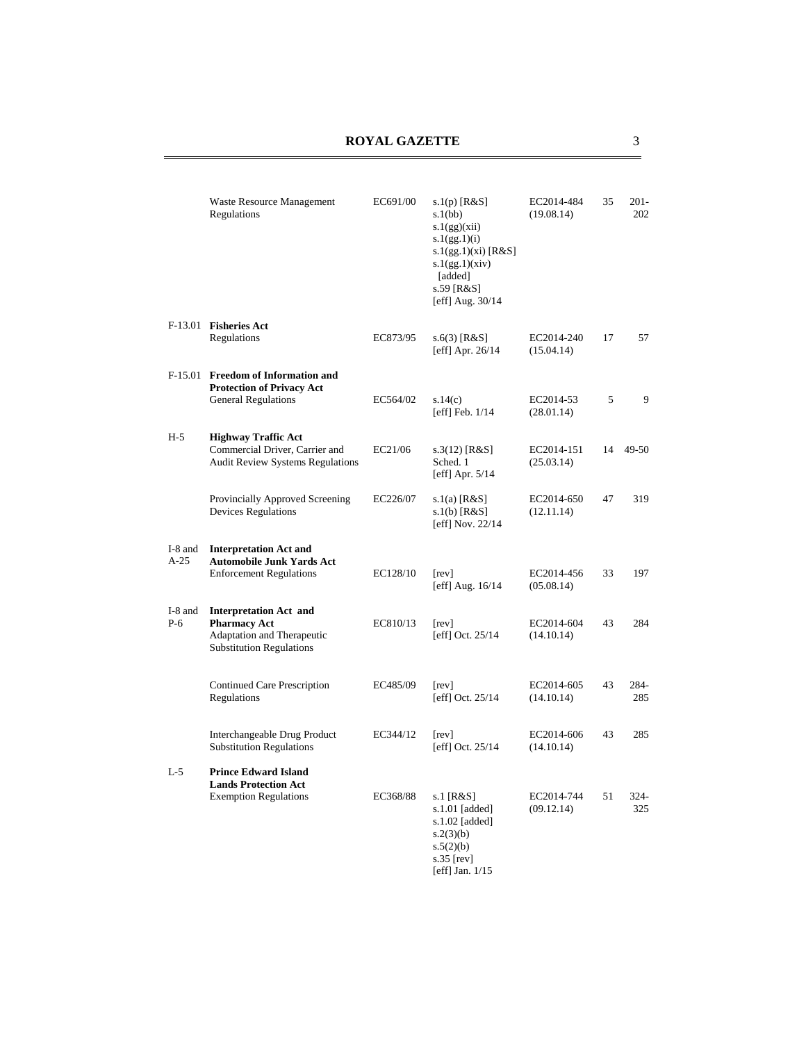| | | | | | | |
|---|---|---|---|---|---|---|
| | Waste Resource Management Regulations | EC691/00 | s.1(p) [R&S] s.1(bb) s.1(gg)(xii) s.1(gg.1)(i) s.1(gg.1)(xi) [R&S] s.1(gg.1)(xiv) [added] s.59 [R&S] [eff] Aug. 30/14 | EC2014-484 (19.08.14) | 35 | 201-202 |
| F-13.01 | **Fisheries Act** Regulations | EC873/95 | s.6(3) [R&S] [eff] Apr. 26/14 | EC2014-240 (15.04.14) | 17 | 57 |
| F-15.01 | **Freedom of Information and Protection of Privacy Act** General Regulations | EC564/02 | s.14(c) [eff] Feb. 1/14 | EC2014-53 (28.01.14) | 5 | 9 |
| H-5 | **Highway Traffic Act** Commercial Driver, Carrier and Audit Review Systems Regulations | EC21/06 | s.3(12) [R&S] Sched. 1 [eff] Apr. 5/14 | EC2014-151 (25.03.14) | 14 | 49-50 |
| | Provincially Approved Screening Devices Regulations | EC226/07 | s.1(a) [R&S] s.1(b) [R&S] [eff] Nov. 22/14 | EC2014-650 (12.11.14) | 47 | 319 |
| I-8 and A-25 | **Interpretation Act and Automobile Junk Yards Act** Enforcement Regulations | EC128/10 | [rev] [eff] Aug. 16/14 | EC2014-456 (05.08.14) | 33 | 197 |
| I-8 and P-6 | **Interpretation Act and Pharmacy Act** Adaptation and Therapeutic Substitution Regulations | EC810/13 | [rev] [eff] Oct. 25/14 | EC2014-604 (14.10.14) | 43 | 284 |
| | Continued Care Prescription Regulations | EC485/09 | [rev] [eff] Oct. 25/14 | EC2014-605 (14.10.14) | 43 | 284-285 |
| | Interchangeable Drug Product Substitution Regulations | EC344/12 | [rev] [eff] Oct. 25/14 | EC2014-606 (14.10.14) | 43 | 285 |
| L-5 | **Prince Edward Island Lands Protection Act** Exemption Regulations | EC368/88 | s.1 [R&S] s.1.01 [added] s.1.02 [added] s.2(3)(b) s.5(2)(b) s.35 [rev] [eff] Jan. 1/15 | EC2014-744 (09.12.14) | 51 | 324-325 |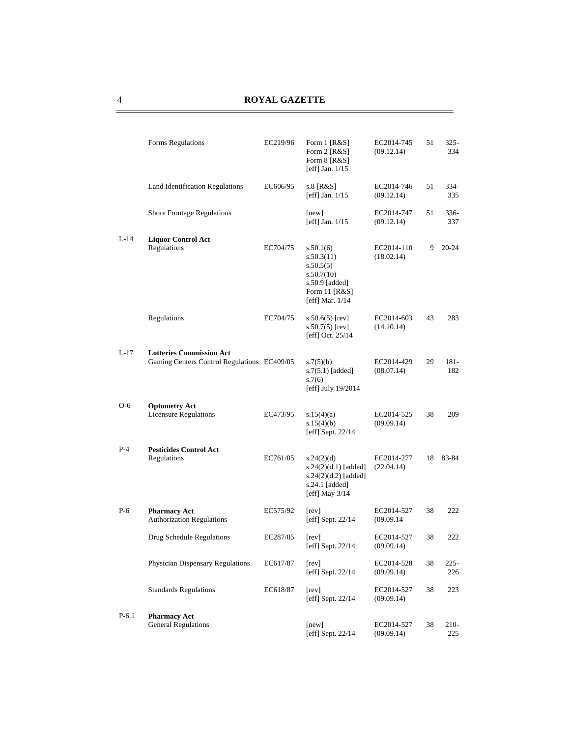| | | | | | | |
|---|---|---|---|---|---|---|
| | Forms Regulations | EC219/96 | Form 1 [R&S] Form 2 [R&S] Form 8 [R&S] [eff] Jan. 1/15 | EC2014-745 (09.12.14) | 51 | 325-334 |
| | Land Identification Regulations | EC606/95 | s.8 [R&S] [eff] Jan. 1/15 | EC2014-746 (09.12.14) | 51 | 334-335 |
| | Shore Frontage Regulations | | [new] [eff] Jan. 1/15 | EC2014-747 (09.12.14) | 51 | 336-337 |
| L-14 | **Liquor Control Act** Regulations | EC704/75 | s.50.1(6) s.50.3(11) s.50.5(5) s.50.7(10) s.50.9 [added] Form 11 [R&S] [eff] Mar. 1/14 | EC2014-110 (18.02.14) | 9 | 20-24 |
| | Regulations | EC704/75 | s.50.6(5) [rev] s.50.7(5) [rev] [eff] Oct. 25/14 | EC2014-603 (14.10.14) | 43 | 283 |
| L-17 | **Lotteries Commission Act** Gaming Centers Control Regulations | EC409/05 | s.7(5)(b) s.7(5.1) [added] s.7(6) [eff] July 19/2014 | EC2014-429 (08.07.14) | 29 | 181-182 |
| O-6 | **Optometry Act** Licensure Regulations | EC473/95 | s.15(4)(a) s.15(4)(b) [eff] Sept. 22/14 | EC2014-525 (09.09.14) | 38 | 209 |
| P-4 | **Pesticides Control Act** Regulations | EC761/05 | s.24(2)(d) s.24(2)(d.1) [added] s.24(2)(d.2) [added] s.24.1 [added] [eff] May 3/14 | EC2014-277 (22.04.14) | 18 | 83-84 |
| P-6 | **Pharmacy Act** Authorization Regulations | EC575/92 | [rev] [eff] Sept. 22/14 | EC2014-527 (09.09.14 | 38 | 222 |
| | Drug Schedule Regulations | EC287/05 | [rev] [eff] Sept. 22/14 | EC2014-527 (09.09.14) | 38 | 222 |
| | Physician Dispensary Regulations | EC617/87 | [rev] [eff] Sept. 22/14 | EC2014-528 (09.09.14) | 38 | 225-226 |
| | Standards Regulations | EC618/87 | [rev] [eff] Sept. 22/14 | EC2014-527 (09.09.14) | 38 | 223 |
| P-6.1 | **Pharmacy Act** General Regulations | | [new] [eff] Sept. 22/14 | EC2014-527 (09.09.14) | 38 | 210-225 |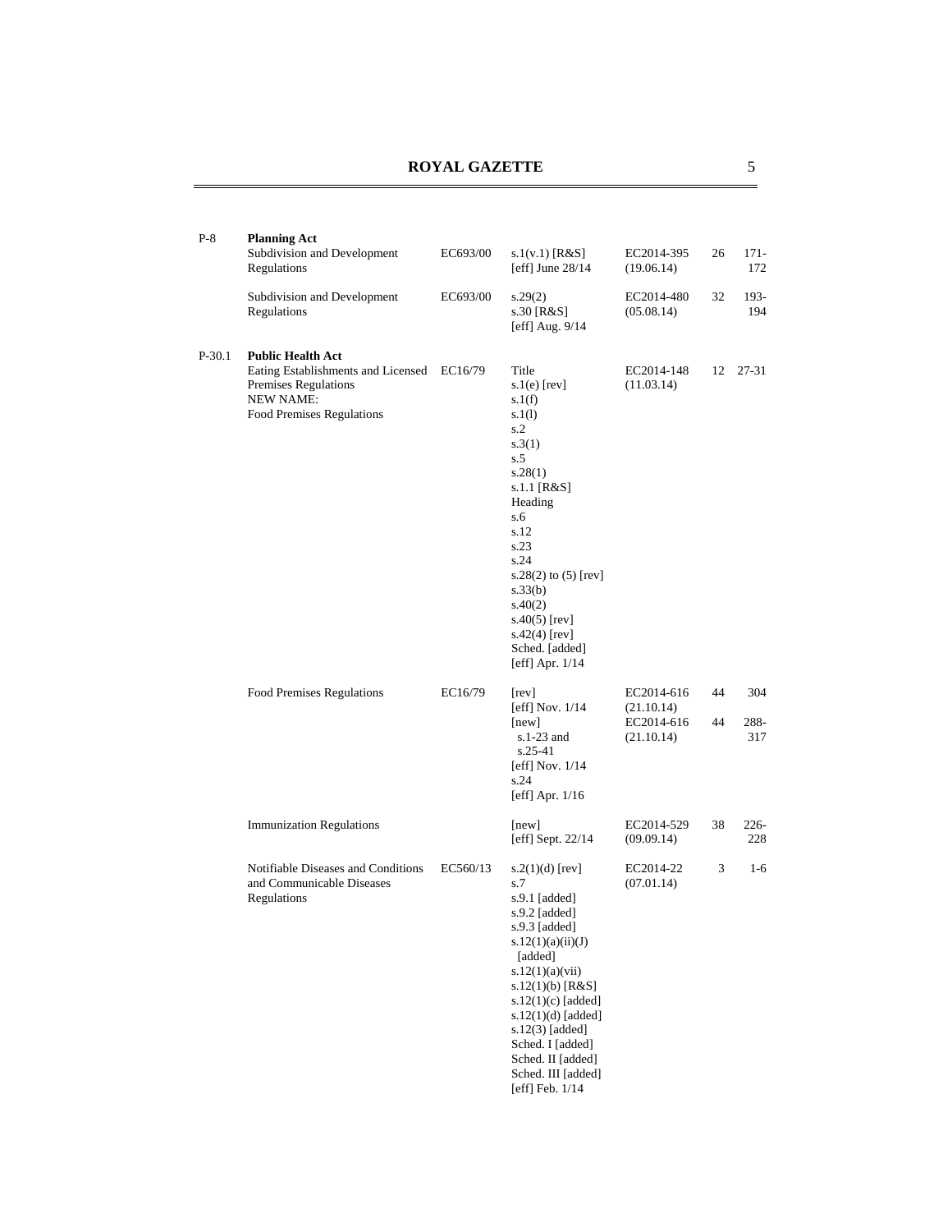| | | | | | | |
|---|---|---|---|---|---|---|
| P-8 | **Planning Act** | | | | | |
| | Subdivision and Development Regulations | EC693/00 | s.1(v.1) [R&S]<br>[eff] June 28/14 | EC2014-395<br>(19.06.14) | 26 | 171-172 |
| | Subdivision and Development Regulations | EC693/00 | s.29(2)<br>s.30 [R&S]<br>[eff] Aug. 9/14 | EC2014-480<br>(05.08.14) | 32 | 193-194 |
| P-30.1 | **Public Health Act** | | | | | |
| | Eating Establishments and Licensed Premises Regulations<br>NEW NAME:<br>Food Premises Regulations | EC16/79 | Title<br>s.1(e) [rev]<br>s.1(f)<br>s.1(l)<br>s.2<br>s.3(1)<br>s.5<br>s.28(1)<br>s.1.1 [R&S]<br>Heading<br>s.6<br>s.12<br>s.23<br>s.24<br>s.28(2) to (5) [rev]<br>s.33(b)<br>s.40(2)<br>s.40(5) [rev]<br>s.42(4) [rev]<br>Sched. [added]<br>[eff] Apr. 1/14 | EC2014-148<br>(11.03.14) | 12 | 27-31 |
| | Food Premises Regulations | EC16/79 | [rev]<br>[eff] Nov. 1/14 | EC2014-616<br>(21.10.14) | 44 | 304 |
| | | | [new]<br>s.1-23 and<br>s.25-41<br>[eff] Nov. 1/14<br>s.24<br>[eff] Apr. 1/16 | EC2014-616<br>(21.10.14) | 44 | 288-317 |
| | Immunization Regulations | | [new]<br>[eff] Sept. 22/14 | EC2014-529<br>(09.09.14) | 38 | 226-228 |
| | Notifiable Diseases and Conditions and Communicable Diseases Regulations | EC560/13 | s.2(1)(d) [rev]<br>s.7<br>s.9.1 [added]<br>s.9.2 [added]<br>s.9.3 [added]<br>s.12(1)(a)(ii)(J) [added]<br>s.12(1)(a)(vii)<br>s.12(1)(b) [R&S]<br>s.12(1)(c) [added]<br>s.12(1)(d) [added]<br>s.12(3) [added]<br>Sched. I [added]<br>Sched. II [added]<br>Sched. III [added]<br>[eff] Feb. 1/14 | EC2014-22<br>(07.01.14) | 3 | 1-6 |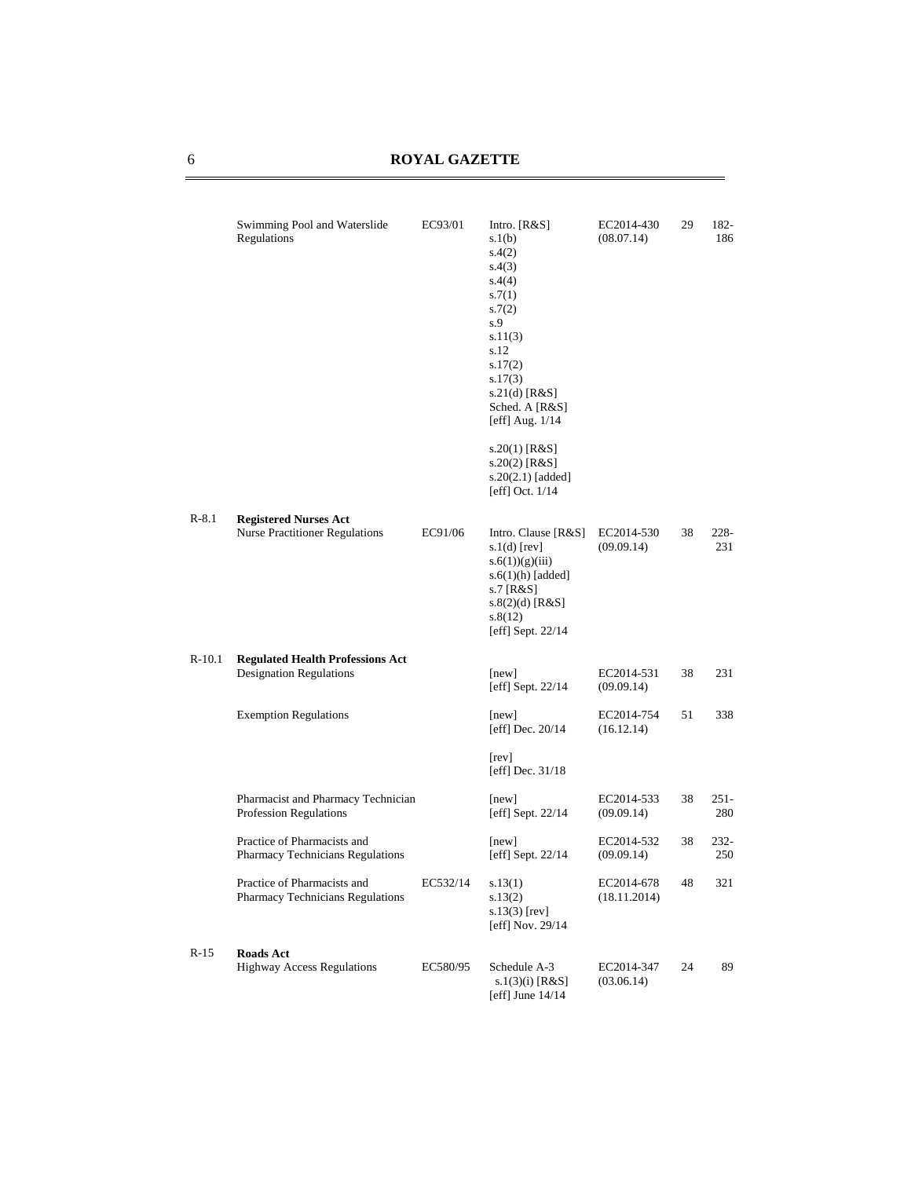| | | | | | | |
|---|---|---|---|---|---|---|
| | Swimming Pool and Waterslide Regulations | EC93/01 | Intro. [R&S]<br>s.1(b)<br>s.4(2)<br>s.4(3)<br>s.4(4)<br>s.7(1)<br>s.7(2)<br>s.9<br>s.11(3)<br>s.12<br>s.17(2)<br>s.17(3)<br>s.21(d) [R&S]<br>Sched. A [R&S]<br>[eff] Aug. 1/14<br><br>s.20(1) [R&S]<br>s.20(2) [R&S]<br>s.20(2.1) [added]<br>[eff] Oct. 1/14 | EC2014-430<br>(08.07.14) | 29 | 182-186 |
| R-8.1 | **Registered Nurses Act**<br>Nurse Practitioner Regulations | EC91/06 | Intro. Clause [R&S]<br>s.1(d) [rev]<br>s.6(1))(g)(iii)<br>s.6(1)(h) [added]<br>s.7 [R&S]<br>s.8(2)(d) [R&S]<br>s.8(12)<br>[eff] Sept. 22/14 | EC2014-530<br>(09.09.14) | 38 | 228-231 |
| R-10.1 | **Regulated Health Professions Act**<br>Designation Regulations | | [new]<br>[eff] Sept. 22/14 | EC2014-531<br>(09.09.14) | 38 | 231 |
| | Exemption Regulations | | [new]<br>[eff] Dec. 20/14<br><br>[rev]<br>[eff] Dec. 31/18 | EC2014-754<br>(16.12.14) | 51 | 338 |
| | Pharmacist and Pharmacy Technician Profession Regulations | | [new]<br>[eff] Sept. 22/14 | EC2014-533<br>(09.09.14) | 38 | 251-280 |
| | Practice of Pharmacists and Pharmacy Technicians Regulations | | [new]<br>[eff] Sept. 22/14 | EC2014-532<br>(09.09.14) | 38 | 232-250 |
| | Practice of Pharmacists and Pharmacy Technicians Regulations | EC532/14 | s.13(1)<br>s.13(2)<br>s.13(3) [rev]<br>[eff] Nov. 29/14 | EC2014-678<br>(18.11.2014) | 48 | 321 |
| R-15 | **Roads Act**<br>Highway Access Regulations | EC580/95 | Schedule A-3<br>s.1(3)(i) [R&S]<br>[eff] June 14/14 | EC2014-347<br>(03.06.14) | 24 | 89 |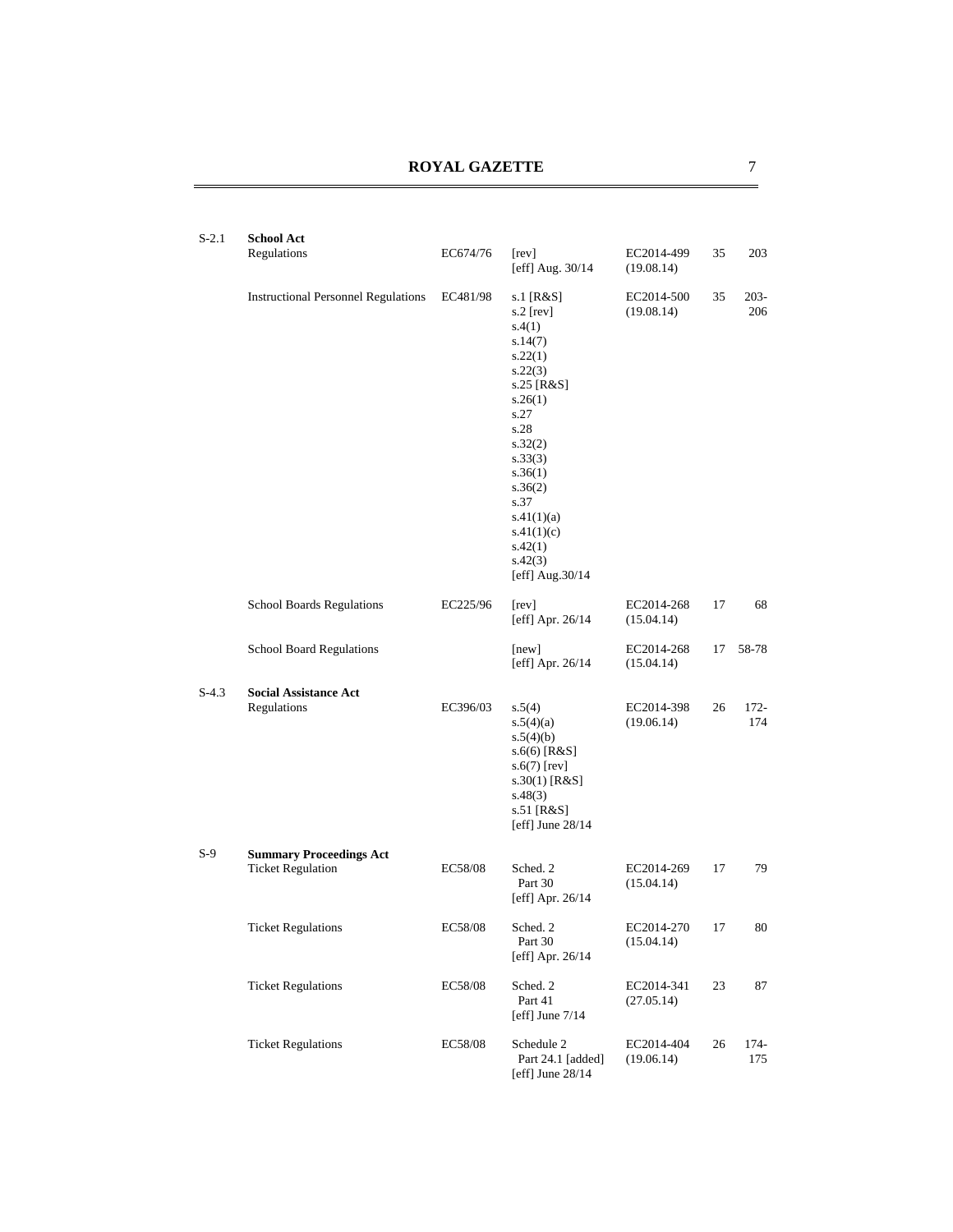| | | | | | | |
|---|---|---|---|---|---|---|
| S-2.1 | **School Act**<br>Regulations | EC674/76 | [rev]<br>[eff] Aug. 30/14 | EC2014-499<br>(19.08.14) | 35 | 203 |
| | Instructional Personnel Regulations | EC481/98 | s.1 [R&S]<br>s.2 [rev]<br>s.4(1)<br>s.14(7)<br>s.22(1)<br>s.22(3)<br>s.25 [R&S]<br>s.26(1)<br>s.27<br>s.28<br>s.32(2)<br>s.33(3)<br>s.36(1)<br>s.36(2)<br>s.37<br>s.41(1)(a)<br>s.41(1)(c)<br>s.42(1)<br>s.42(3)<br>[eff] Aug.30/14 | EC2014-500<br>(19.08.14) | 35 | 203-206 |
| | School Boards Regulations | EC225/96 | [rev]<br>[eff] Apr. 26/14 | EC2014-268<br>(15.04.14) | 17 | 68 |
| | School Board Regulations | | [new]<br>[eff] Apr. 26/14 | EC2014-268<br>(15.04.14) | 17 | 58-78 |
| S-4.3 | **Social Assistance Act**<br>Regulations | EC396/03 | s.5(4)<br>s.5(4)(a)<br>s.5(4)(b)<br>s.6(6) [R&S]<br>s.6(7) [rev]<br>s.30(1) [R&S]<br>s.48(3)<br>s.51 [R&S]<br>[eff] June 28/14 | EC2014-398<br>(19.06.14) | 26 | 172-174 |
| S-9 | **Summary Proceedings Act**<br>Ticket Regulation | EC58/08 | Sched. 2<br>Part 30<br>[eff] Apr. 26/14 | EC2014-269<br>(15.04.14) | 17 | 79 |
| | Ticket Regulations | EC58/08 | Sched. 2<br>Part 30<br>[eff] Apr. 26/14 | EC2014-270<br>(15.04.14) | 17 | 80 |
| | Ticket Regulations | EC58/08 | Sched. 2<br>Part 41<br>[eff] June 7/14 | EC2014-341<br>(27.05.14) | 23 | 87 |
| | Ticket Regulations | EC58/08 | Schedule 2<br>Part 24.1 [added]<br>[eff] June 28/14 | EC2014-404<br>(19.06.14) | 26 | 174-175 |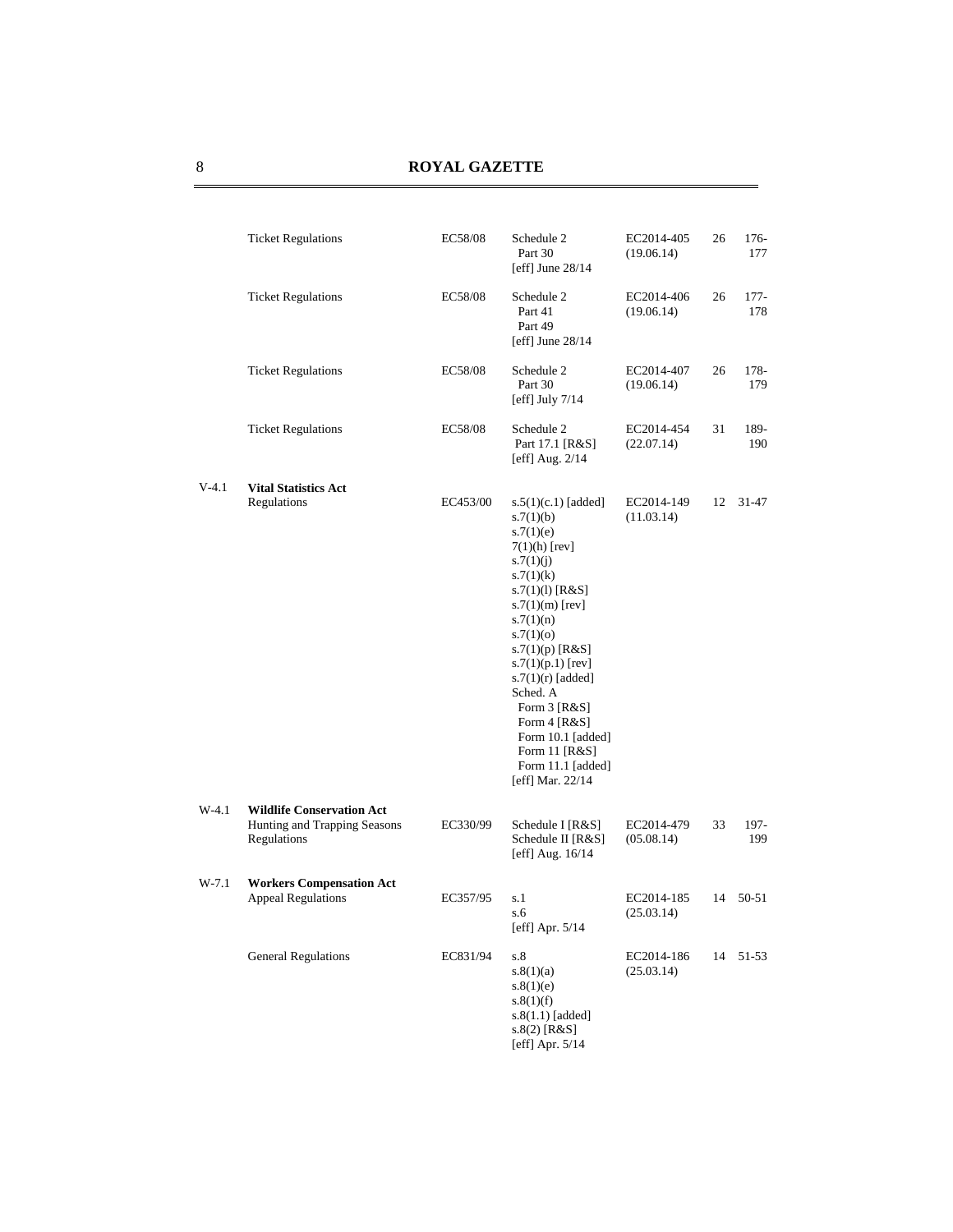| | | | | | | |
|---|---|---|---|---|---|---|
| | Ticket Regulations | EC58/08 | Schedule 2<br>Part 30<br>[eff] June 28/14 | EC2014-405<br>(19.06.14) | 26 | 176-177 |
| | Ticket Regulations | EC58/08 | Schedule 2<br>Part 41<br>Part 49<br>[eff] June 28/14 | EC2014-406<br>(19.06.14) | 26 | 177-178 |
| | Ticket Regulations | EC58/08 | Schedule 2<br>Part 30<br>[eff] July 7/14 | EC2014-407<br>(19.06.14) | 26 | 178-179 |
| | Ticket Regulations | EC58/08 | Schedule 2<br>Part 17.1 [R&S]<br>[eff] Aug. 2/14 | EC2014-454<br>(22.07.14) | 31 | 189-190 |
| V-4.1 | **Vital Statistics Act**<br>Regulations | EC453/00 | s.5(1)(c.1) [added]<br>s.7(1)(b)<br>s.7(1)(e)<br>7(1)(h) [rev]<br>s.7(1)(j)<br>s.7(1)(k)<br>s.7(1)(l) [R&S]<br>s.7(1)(m) [rev]<br>s.7(1)(n)<br>s.7(1)(o)<br>s.7(1)(p) [R&S]<br>s.7(1)(p.1) [rev]<br>s.7(1)(r) [added]<br>Sched. A<br>Form 3 [R&S]<br>Form 4 [R&S]<br>Form 10.1 [added]<br>Form 11 [R&S]<br>Form 11.1 [added]<br>[eff] Mar. 22/14 | EC2014-149<br>(11.03.14) | 12 | 31-47 |
| W-4.1 | **Wildlife Conservation Act**<br>Hunting and Trapping Seasons Regulations | EC330/99 | Schedule I [R&S]<br>Schedule II [R&S]<br>[eff] Aug. 16/14 | EC2014-479<br>(05.08.14) | 33 | 197-199 |
| W-7.1 | **Workers Compensation Act**<br>Appeal Regulations | EC357/95 | s.1<br>s.6<br>[eff] Apr. 5/14 | EC2014-185<br>(25.03.14) | 14 | 50-51 |
| | General Regulations | EC831/94 | s.8<br>s.8(1)(a)<br>s.8(1)(e)<br>s.8(1)(f)<br>s.8(1.1) [added]<br>s.8(2) [R&S]<br>[eff] Apr. 5/14 | EC2014-186<br>(25.03.14) | 14 | 51-53 |